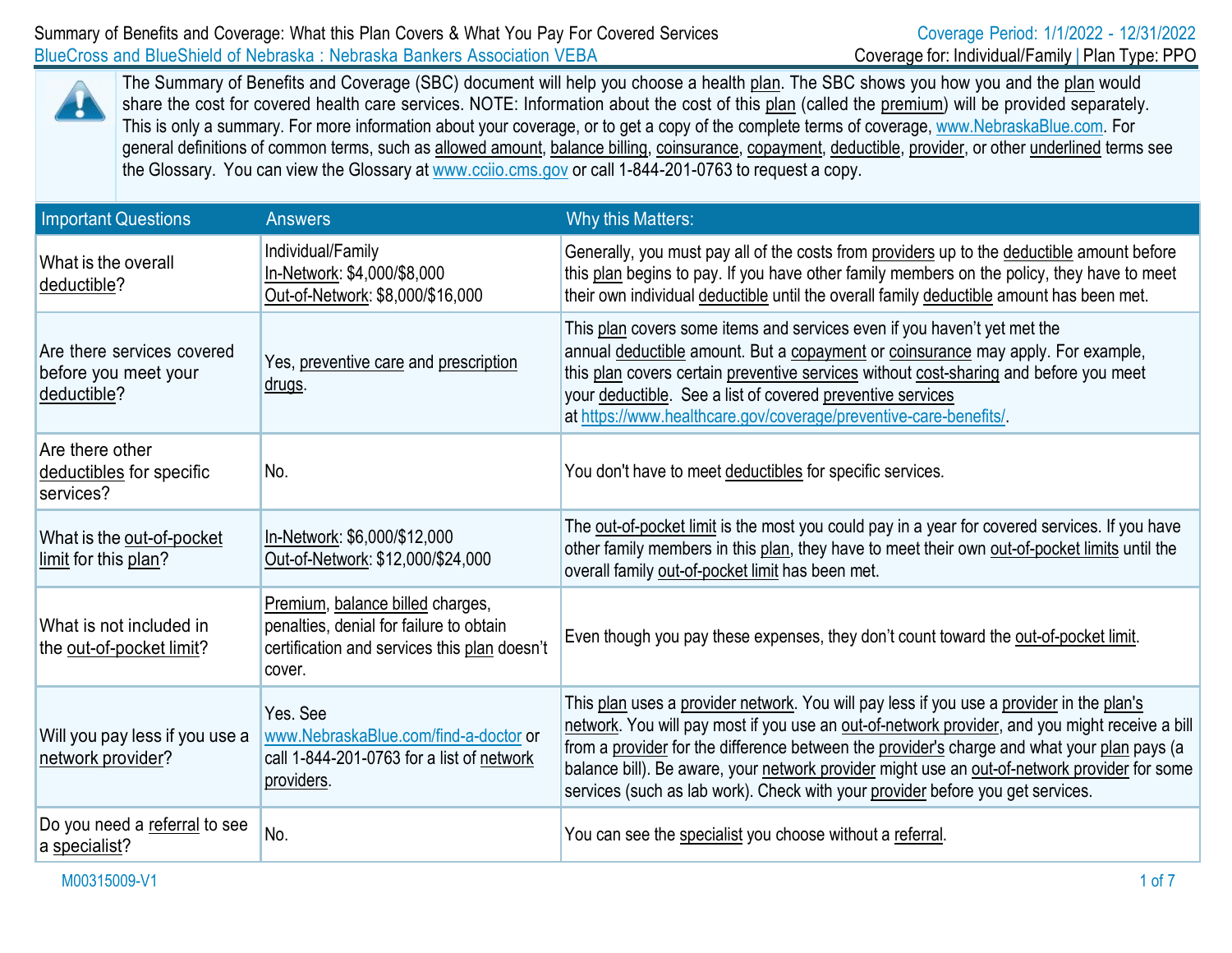# Summary of Benefits and Coverage: What this Plan Covers & What You Pay For Covered Services

BlueCross and BlueShield of Nebraska : Nebraska Bankers Association VEBA

Coverage Period: 1/1/2022 - 12/31/2022

Coverage for: Individual/Family | Plan Type: PPO

The Summary of Benefits and Coverage (SBC) document will help you choose a health plan. The SBC shows you how you and the plan would share the cost for covered health care services. NOTE: Information about the cost of this plan (called the premium) will be provided separately. This is only a summary. For more information about your coverage, or to get a copy of the complete terms of coverage, www.NebraskaBlue.com. For general definitions of common terms, such as allowed amount, balance billing, coinsurance, copayment, deductible, provider, or other underlined terms see the Glossary. You can view the Glossary at www.cciio.cms.gov or call 1-844-201-0763 to request a copy.

| Important Questions | Answers | Why this Matters: |
|---|---|---|
| What is the overall deductible? | Individual/Family<br>In-Network: $4,000/$8,000<br>Out-of-Network: $8,000/$16,000 | Generally, you must pay all of the costs from providers up to the deductible amount before this plan begins to pay. If you have other family members on the policy, they have to meet their own individual deductible until the overall family deductible amount has been met. |
| Are there services covered before you meet your deductible? | Yes, preventive care and prescription drugs. | This plan covers some items and services even if you haven't yet met the annual deductible amount. But a copayment or coinsurance may apply. For example, this plan covers certain preventive services without cost-sharing and before you meet your deductible. See a list of covered preventive services at https://www.healthcare.gov/coverage/preventive-care-benefits/. |
| Are there other deductibles for specific services? | No. | You don't have to meet deductibles for specific services. |
| What is the out-of-pocket limit for this plan? | In-Network: $6,000/$12,000<br>Out-of-Network: $12,000/$24,000 | The out-of-pocket limit is the most you could pay in a year for covered services. If you have other family members in this plan, they have to meet their own out-of-pocket limits until the overall family out-of-pocket limit has been met. |
| What is not included in the out-of-pocket limit? | Premium, balance billed charges, penalties, denial for failure to obtain certification and services this plan doesn't cover. | Even though you pay these expenses, they don't count toward the out-of-pocket limit. |
| Will you pay less if you use a network provider? | Yes. See www.NebraskaBlue.com/find-a-doctor or call 1-844-201-0763 for a list of network providers. | This plan uses a provider network. You will pay less if you use a provider in the plan's network. You will pay most if you use an out-of-network provider, and you might receive a bill from a provider for the difference between the provider's charge and what your plan pays (a balance bill). Be aware, your network provider might use an out-of-network provider for some services (such as lab work). Check with your provider before you get services. |
| Do you need a referral to see a specialist? | No. | You can see the specialist you choose without a referral. |

M00315009-V1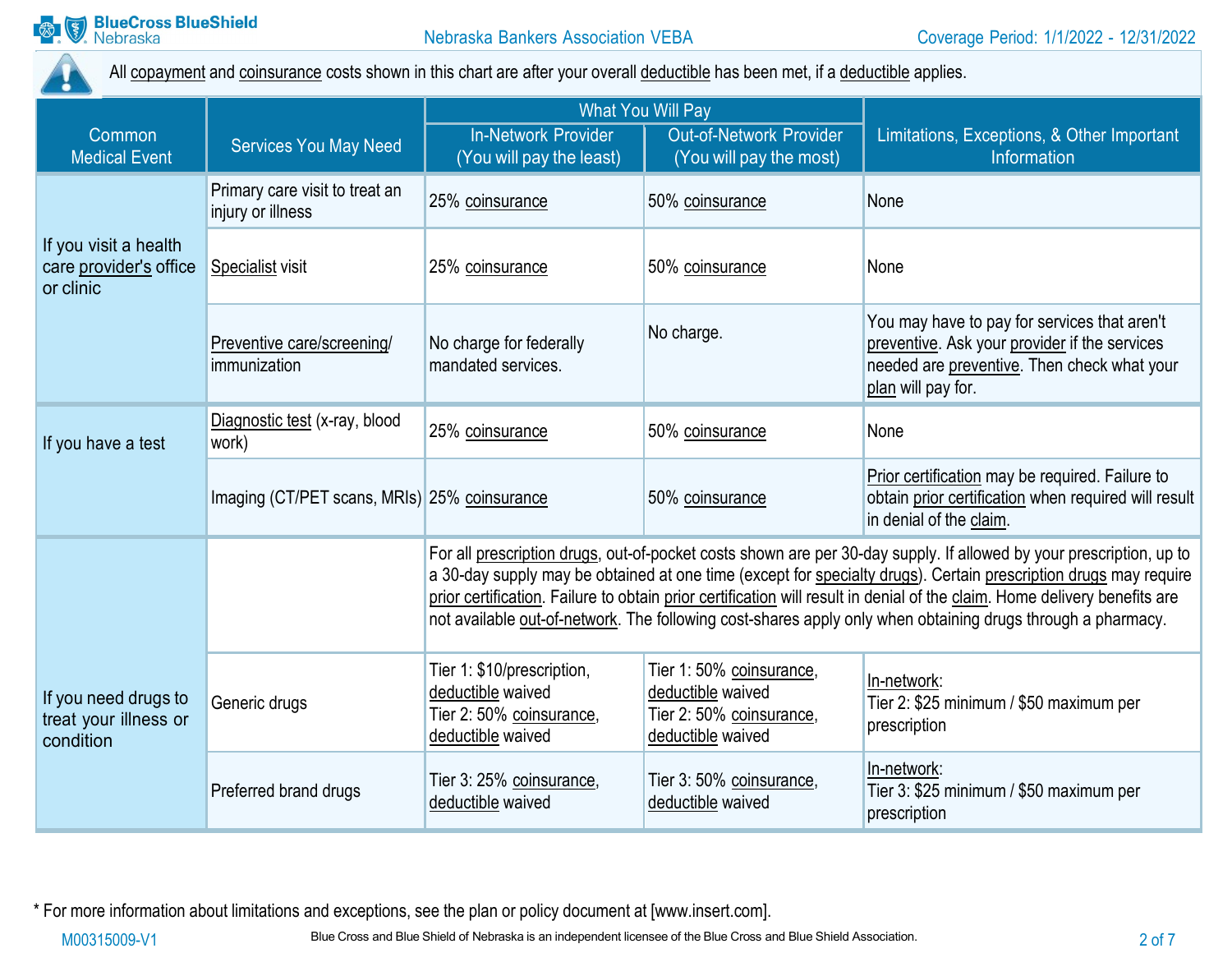All copayment and coinsurance costs shown in this chart are after your overall deductible has been met, if a deductible applies.

| Common Medical Event | Services You May Need | What You Will Pay | | Limitations, Exceptions, & Other Important Information |
|---|---|---|---|---|
| | | In-Network Provider (You will pay the least) | Out-of-Network Provider (You will pay the most) | |
| If you visit a health care provider's office or clinic | Primary care visit to treat an injury or illness | 25% coinsurance | 50% coinsurance | None |
| | Specialist visit | 25% coinsurance | 50% coinsurance | None |
| | Preventive care/screening/ immunization | No charge for federally mandated services. | No charge. | You may have to pay for services that aren't preventive. Ask your provider if the services needed are preventive. Then check what your plan will pay for. |
| If you have a test | Diagnostic test (x-ray, blood work) | 25% coinsurance | 50% coinsurance | None |
| | Imaging (CT/PET scans, MRIs) | 25% coinsurance | 50% coinsurance | Prior certification may be required. Failure to obtain prior certification when required will result in denial of the claim. |
| If you need drugs to treat your illness or condition | | For all prescription drugs, out-of-pocket costs shown are per 30-day supply. If allowed by your prescription, up to a 30-day supply may be obtained at one time (except for specialty drugs). Certain prescription drugs may require prior certification. Failure to obtain prior certification will result in denial of the claim. Home delivery benefits are not available out-of-network. The following cost-shares apply only when obtaining drugs through a pharmacy. | | |
| | Generic drugs | Tier 1: $10/prescription, deductible waived<br>Tier 2: 50% coinsurance, deductible waived | Tier 1: 50% coinsurance, deductible waived<br>Tier 2: 50% coinsurance, deductible waived | In-network:<br>Tier 2: $25 minimum / $50 maximum per prescription |
| | Preferred brand drugs | Tier 3: 25% coinsurance, deductible waived | Tier 3: 50% coinsurance, deductible waived | In-network:<br>Tier 3: $25 minimum / $50 maximum per prescription |

* For more information about limitations and exceptions, see the plan or policy document at [www.insert.com].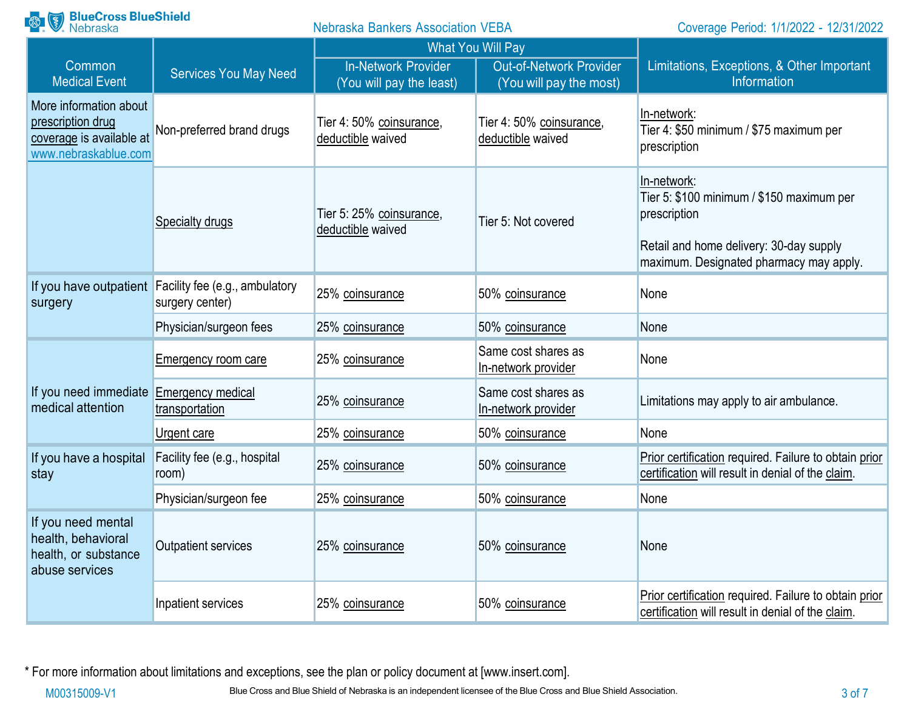| Common Medical Event | Services You May Need | What You Will Pay | | Limitations, Exceptions, & Other Important Information |
|---|---|---|---|---|
| | | In-Network Provider (You will pay the least) | Out-of-Network Provider (You will pay the most) | |
| More information about prescription drug coverage is available at www.nebraskablue.com | Non-preferred brand drugs | Tier 4: 50% coinsurance, deductible waived | Tier 4: 50% coinsurance, deductible waived | In-network: Tier 4: $50 minimum / $75 maximum per prescription |
| | Specialty drugs | Tier 5: 25% coinsurance, deductible waived | Tier 5: Not covered | In-network: Tier 5: $100 minimum / $150 maximum per prescription<br><br>Retail and home delivery: 30-day supply maximum. Designated pharmacy may apply. |
| If you have outpatient surgery | Facility fee (e.g., ambulatory surgery center) | 25% coinsurance | 50% coinsurance | None |
| | Physician/surgeon fees | 25% coinsurance | 50% coinsurance | None |
| If you need immediate medical attention | Emergency room care | 25% coinsurance | Same cost shares as In-network provider | None |
| | Emergency medical transportation | 25% coinsurance | Same cost shares as In-network provider | Limitations may apply to air ambulance. |
| | Urgent care | 25% coinsurance | 50% coinsurance | None |
| If you have a hospital stay | Facility fee (e.g., hospital room) | 25% coinsurance | 50% coinsurance | Prior certification required. Failure to obtain prior certification will result in denial of the claim. |
| | Physician/surgeon fee | 25% coinsurance | 50% coinsurance | None |
| If you need mental health, behavioral health, or substance abuse services | Outpatient services | 25% coinsurance | 50% coinsurance | None |
| | Inpatient services | 25% coinsurance | 50% coinsurance | Prior certification required. Failure to obtain prior certification will result in denial of the claim. |

* For more information about limitations and exceptions, see the plan or policy document at [www.insert.com].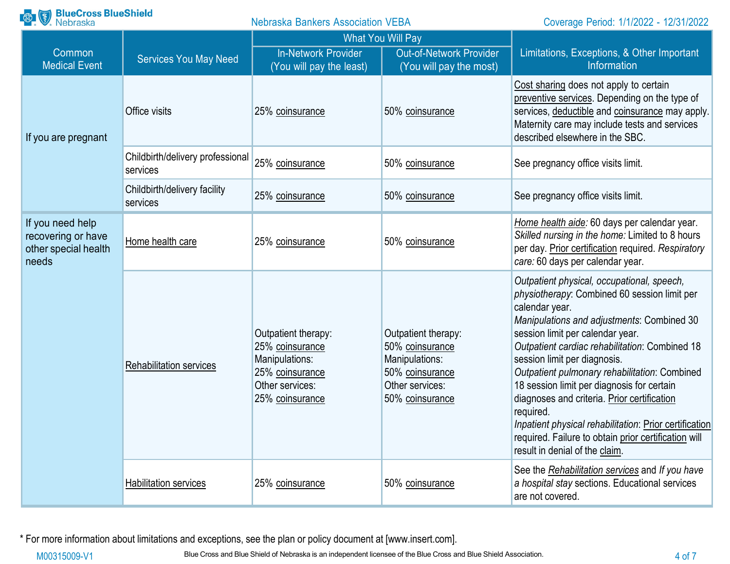| Common Medical Event | Services You May Need | What You Will Pay | | Limitations, Exceptions, & Other Important Information |
|---|---|---|---|---|
| | | In-Network Provider (You will pay the least) | Out-of-Network Provider (You will pay the most) | |
| If you are pregnant | Office visits | 25% coinsurance | 50% coinsurance | Cost sharing does not apply to certain preventive services. Depending on the type of services, deductible and coinsurance may apply. Maternity care may include tests and services described elsewhere in the SBC. |
| | Childbirth/delivery professional services | 25% coinsurance | 50% coinsurance | See pregnancy office visits limit. |
| | Childbirth/delivery facility services | 25% coinsurance | 50% coinsurance | See pregnancy office visits limit. |
| If you need help recovering or have other special health needs | Home health care | 25% coinsurance | 50% coinsurance | *Home health aide:* 60 days per calendar year. *Skilled nursing in the home:* Limited to 8 hours per day. Prior certification required. *Respiratory care:* 60 days per calendar year. |
| | Rehabilitation services | Outpatient therapy: 25% coinsurance Manipulations: 25% coinsurance Other services: 25% coinsurance | Outpatient therapy: 50% coinsurance Manipulations: 50% coinsurance Other services: 50% coinsurance | *Outpatient physical, occupational, speech, physiotherapy*: Combined 60 session limit per calendar year. *Manipulations and adjustments*: Combined 30 session limit per calendar year. *Outpatient cardiac rehabilitation*: Combined 18 session limit per diagnosis. *Outpatient pulmonary rehabilitation*: Combined 18 session limit per diagnosis for certain diagnoses and criteria. Prior certification required. *Inpatient physical rehabilitation*: Prior certification required. Failure to obtain prior certification will result in denial of the claim. |
| | Habilitation services | 25% coinsurance | 50% coinsurance | See the *Rehabilitation services* and *If you have a hospital stay* sections. Educational services are not covered. |

* For more information about limitations and exceptions, see the plan or policy document at [www.insert.com].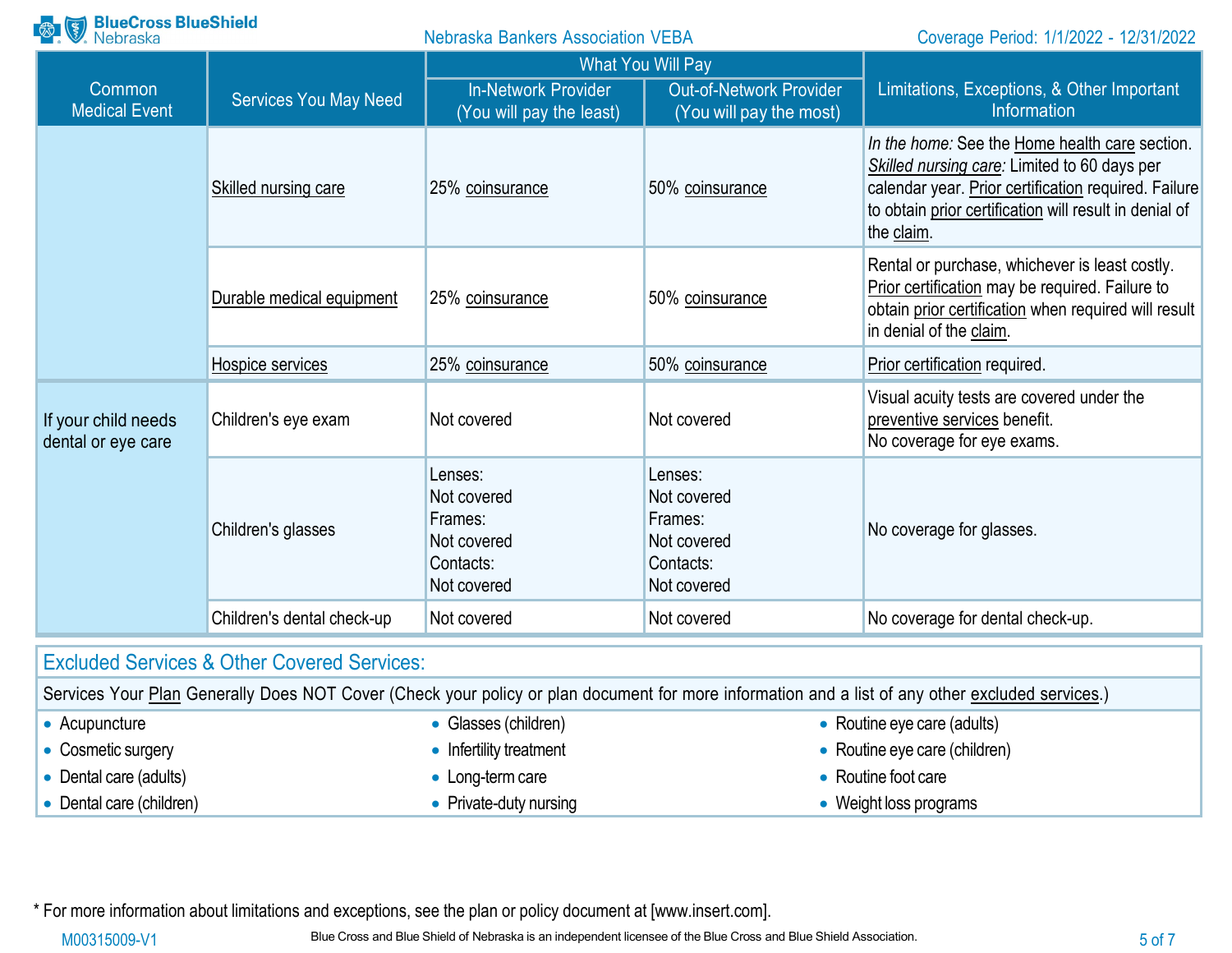| Common Medical Event | Services You May Need | What You Will Pay | | Limitations, Exceptions, & Other Important Information |
|---|---|---|---|---|
| | | In-Network Provider (You will pay the least) | Out-of-Network Provider (You will pay the most) | |
| | Skilled nursing care | 25% coinsurance | 50% coinsurance | *In the home:* See the Home health care section. *Skilled nursing care:* Limited to 60 days per calendar year. Prior certification required. Failure to obtain prior certification will result in denial of the claim. |
| | Durable medical equipment | 25% coinsurance | 50% coinsurance | Rental or purchase, whichever is least costly. Prior certification may be required. Failure to obtain prior certification when required will result in denial of the claim. |
| | Hospice services | 25% coinsurance | 50% coinsurance | Prior certification required. |
| If your child needs dental or eye care | Children's eye exam | Not covered | Not covered | Visual acuity tests are covered under the preventive services benefit. No coverage for eye exams. |
| | Children's glasses | Lenses: Not covered Frames: Not covered Contacts: Not covered | Lenses: Not covered Frames: Not covered Contacts: Not covered | No coverage for glasses. |
| | Children's dental check-up | Not covered | Not covered | No coverage for dental check-up. |

## Excluded Services & Other Covered Services:

Services Your Plan Generally Does NOT Cover (Check your policy or plan document for more information and a list of any other excluded services.)

- Acupuncture
- Cosmetic surgery
- Dental care (adults)
- Dental care (children)
- Glasses (children)
- Infertility treatment
- Long-term care
- Private-duty nursing
- Routine eye care (adults)
- Routine eye care (children)
- Routine foot care
- Weight loss programs

\* For more information about limitations and exceptions, see the plan or policy document at [www.insert.com].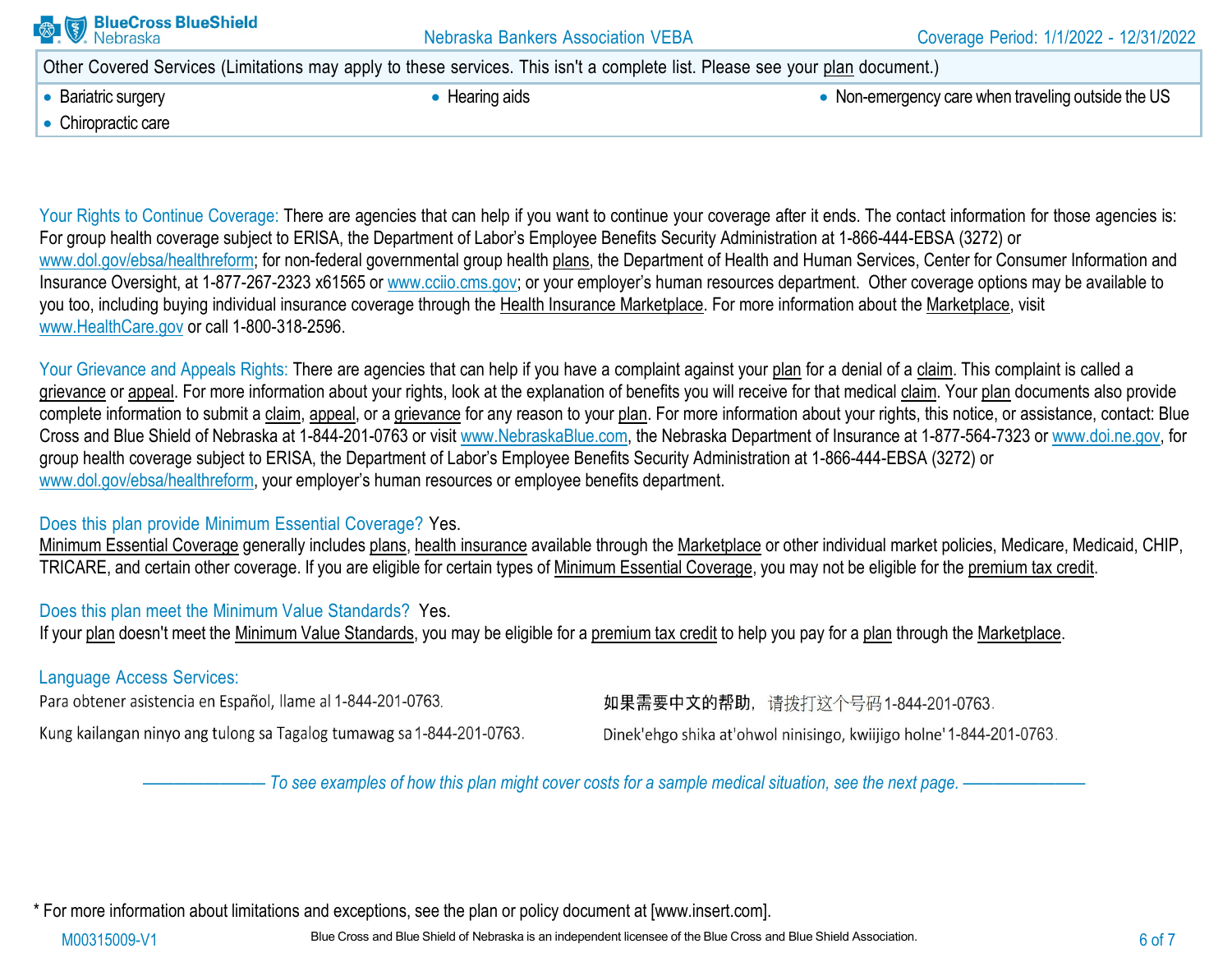| Other Covered Services (Limitations may apply to these services. This isn't a complete list. Please see your plan document.) | | |
|---|---|---|
| • Bariatric surgery<br>• Chiropractic care | • Hearing aids | • Non-emergency care when traveling outside the US |

Your Rights to Continue Coverage: There are agencies that can help if you want to continue your coverage after it ends. The contact information for those agencies is: For group health coverage subject to ERISA, the Department of Labor's Employee Benefits Security Administration at 1-866-444-EBSA (3272) or www.dol.gov/ebsa/healthreform; for non-federal governmental group health plans, the Department of Health and Human Services, Center for Consumer Information and Insurance Oversight, at 1-877-267-2323 x61565 or www.cciio.cms.gov; or your employer's human resources department. Other coverage options may be available to you too, including buying individual insurance coverage through the Health Insurance Marketplace. For more information about the Marketplace, visit www.HealthCare.gov or call 1-800-318-2596.

Your Grievance and Appeals Rights: There are agencies that can help if you have a complaint against your plan for a denial of a claim. This complaint is called a grievance or appeal. For more information about your rights, look at the explanation of benefits you will receive for that medical claim. Your plan documents also provide complete information to submit a claim, appeal, or a grievance for any reason to your plan. For more information about your rights, this notice, or assistance, contact: Blue Cross and Blue Shield of Nebraska at 1-844-201-0763 or visit www.NebraskaBlue.com, the Nebraska Department of Insurance at 1-877-564-7323 or www.doi.ne.gov, for group health coverage subject to ERISA, the Department of Labor's Employee Benefits Security Administration at 1-866-444-EBSA (3272) or www.dol.gov/ebsa/healthreform, your employer's human resources or employee benefits department.

Does this plan provide Minimum Essential Coverage? Yes.
Minimum Essential Coverage generally includes plans, health insurance available through the Marketplace or other individual market policies, Medicare, Medicaid, CHIP, TRICARE, and certain other coverage. If you are eligible for certain types of Minimum Essential Coverage, you may not be eligible for the premium tax credit.

Does this plan meet the Minimum Value Standards? Yes.
If your plan doesn't meet the Minimum Value Standards, you may be eligible for a premium tax credit to help you pay for a plan through the Marketplace.

Language Access Services:

Para obtener asistencia en Español, llame al 1-844-201-0763.

如果需要中文的帮助，请拨打这个号码1-844-201-0763.

Kung kailangan ninyo ang tulong sa Tagalog tumawag sa 1-844-201-0763.

Dinek'ehgo shika at'ohwol ninisingo, kwiijigo holne' 1-844-201-0763.

*——————— To see examples of how this plan might cover costs for a sample medical situation, see the next page. ———————*

\* For more information about limitations and exceptions, see the plan or policy document at [www.insert.com].

M00315009-V1 Blue Cross and Blue Shield of Nebraska is an independent licensee of the Blue Cross and Blue Shield Association.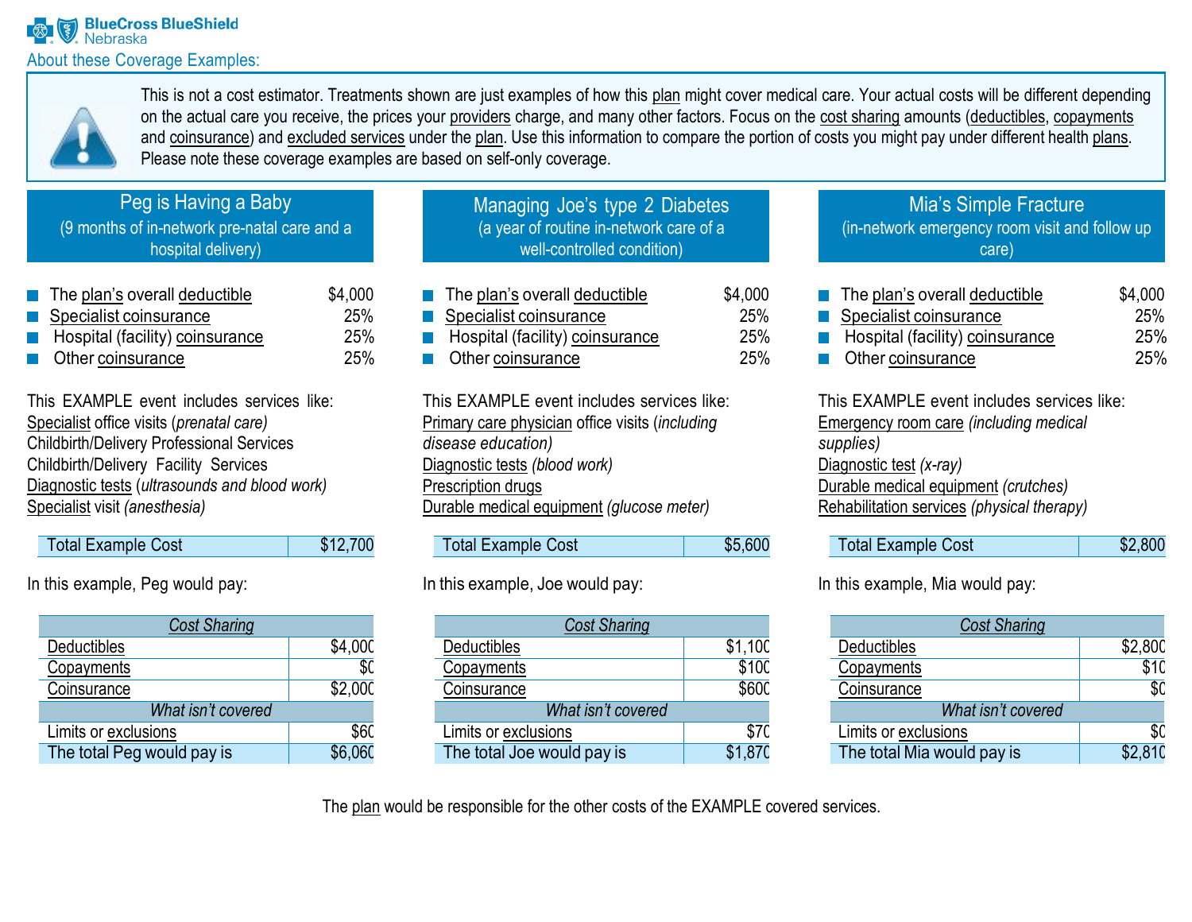BlueCross BlueShield Nebraska

## About these Coverage Examples:

This is not a cost estimator. Treatments shown are just examples of how this plan might cover medical care. Your actual costs will be different depending on the actual care you receive, the prices your providers charge, and many other factors. Focus on the cost sharing amounts (deductibles, copayments and coinsurance) and excluded services under the plan. Use this information to compare the portion of costs you might pay under different health plans. Please note these coverage examples are based on self-only coverage.

### Peg is Having a Baby
(9 months of in-network pre-natal care and a hospital delivery)

- The plan's overall deductible $4,000
- Specialist coinsurance 25%
- Hospital (facility) coinsurance 25%
- Other coinsurance 25%

This EXAMPLE event includes services like:
Specialist office visits (*prenatal care)*
Childbirth/Delivery Professional Services
Childbirth/Delivery Facility Services
Diagnostic tests (*ultrasounds and blood work)*
Specialist visit *(anesthesia)*

| Total Example Cost | $12,700 |
|---|---|

In this example, Peg would pay:

| *Cost Sharing* | |
|---|---|
| Deductibles | $4,000 |
| Copayments | $0 |
| Coinsurance | $2,000 |
| *What isn't covered* | |
| Limits or exclusions | $60 |
| The total Peg would pay is | $6,060 |

### Managing Joe's type 2 Diabetes
(a year of routine in-network care of a well-controlled condition)

- The plan's overall deductible $4,000
- Specialist coinsurance 25%
- Hospital (facility) coinsurance 25%
- Other coinsurance 25%

This EXAMPLE event includes services like:
Primary care physician office visits (*including disease education)*
Diagnostic tests *(blood work)*
Prescription drugs
Durable medical equipment *(glucose meter)*

| Total Example Cost | $5,600 |
|---|---|

In this example, Joe would pay:

| *Cost Sharing* | |
|---|---|
| Deductibles | $1,100 |
| Copayments | $100 |
| Coinsurance | $600 |
| *What isn't covered* | |
| Limits or exclusions | $70 |
| The total Joe would pay is | $1,870 |

### Mia's Simple Fracture
(in-network emergency room visit and follow up care)

- The plan's overall deductible $4,000
- Specialist coinsurance 25%
- Hospital (facility) coinsurance 25%
- Other coinsurance 25%

This EXAMPLE event includes services like:
Emergency room care *(including medical supplies)*
Diagnostic test *(x-ray)*
Durable medical equipment *(crutches)*
Rehabilitation services *(physical therapy)*

| Total Example Cost | $2,800 |
|---|---|

In this example, Mia would pay:

| *Cost Sharing* | |
|---|---|
| Deductibles | $2,800 |
| Copayments | $10 |
| Coinsurance | $0 |
| *What isn't covered* | |
| Limits or exclusions | $0 |
| The total Mia would pay is | $2,810 |

The plan would be responsible for the other costs of the EXAMPLE covered services.